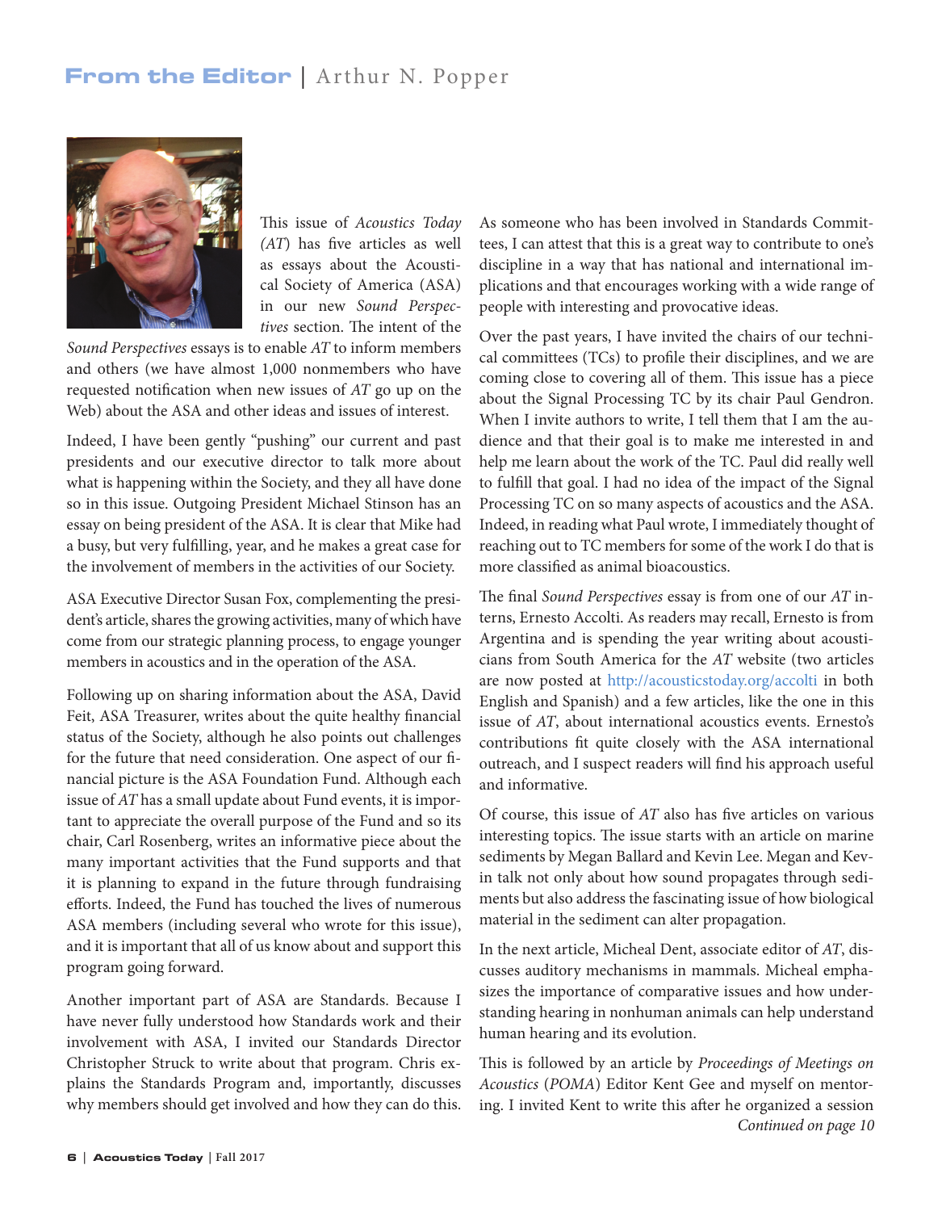## From the Editor | Arthur N. Popper

This issue of *Acoustics Today* (*AT*) has five articles as well as essays about the Acoustical Society of America (ASA) in our new *Sound Perspectives* section. The intent of the *Sound Perspectives* essays is to enable *AT* to inform members and others (we have almost 1,000 nonmembers who have requested notification when new issues of *AT* go up on the Web) about the ASA and other ideas and issues of interest.

Indeed, I have been gently "pushing" our current and past presidents and our executive director to talk more about what is happening within the Society, and they all have done so in this issue. Outgoing President Michael Stinson has an essay on being president of the ASA. It is clear that Mike had a busy, but very fulfilling, year, and he makes a great case for the involvement of members in the activities of our Society.

ASA Executive Director Susan Fox, complementing the president's article, shares the growing activities, many of which have come from our strategic planning process, to engage younger members in acoustics and in the operation of the ASA.

Following up on sharing information about the ASA, David Feit, ASA Treasurer, writes about the quite healthy financial status of the Society, although he also points out challenges for the future that need consideration. One aspect of our financial picture is the ASA Foundation Fund. Although each issue of *AT* has a small update about Fund events, it is important to appreciate the overall purpose of the Fund and so its chair, Carl Rosenberg, writes an informative piece about the many important activities that the Fund supports and that it is planning to expand in the future through fundraising efforts. Indeed, the Fund has touched the lives of numerous ASA members (including several who wrote for this issue), and it is important that all of us know about and support this program going forward.

Another important part of ASA are Standards. Because I have never fully understood how Standards work and their involvement with ASA, I invited our Standards Director Christopher Struck to write about that program. Chris explains the Standards Program and, importantly, discusses why members should get involved and how they can do this. As someone who has been involved in Standards Committees, I can attest that this is a great way to contribute to one's discipline in a way that has national and international implications and that encourages working with a wide range of people with interesting and provocative ideas.

Over the past years, I have invited the chairs of our technical committees (TCs) to profile their disciplines, and we are coming close to covering all of them. This issue has a piece about the Signal Processing TC by its chair Paul Gendron. When I invite authors to write, I tell them that I am the audience and that their goal is to make me interested in and help me learn about the work of the TC. Paul did really well to fulfill that goal. I had no idea of the impact of the Signal Processing TC on so many aspects of acoustics and the ASA. Indeed, in reading what Paul wrote, I immediately thought of reaching out to TC members for some of the work I do that is more classified as animal bioacoustics.

The final *Sound Perspectives* essay is from one of our *AT* interns, Ernesto Accolti. As readers may recall, Ernesto is from Argentina and is spending the year writing about acousticians from South America for the *AT* website (two articles are now posted at http://acousticstoday.org/accolti in both English and Spanish) and a few articles, like the one in this issue of *AT*, about international acoustics events. Ernesto's contributions fit quite closely with the ASA international outreach, and I suspect readers will find his approach useful and informative.

Of course, this issue of *AT* also has five articles on various interesting topics. The issue starts with an article on marine sediments by Megan Ballard and Kevin Lee. Megan and Kevin talk not only about how sound propagates through sediments but also address the fascinating issue of how biological material in the sediment can alter propagation.

In the next article, Micheal Dent, associate editor of *AT*, discusses auditory mechanisms in mammals. Micheal emphasizes the importance of comparative issues and how understanding hearing in nonhuman animals can help understand human hearing and its evolution.

This is followed by an article by *Proceedings of Meetings on Acoustics* (*POMA*) Editor Kent Gee and myself on mentoring. I invited Kent to write this after he organized a session

*Continued on page 10*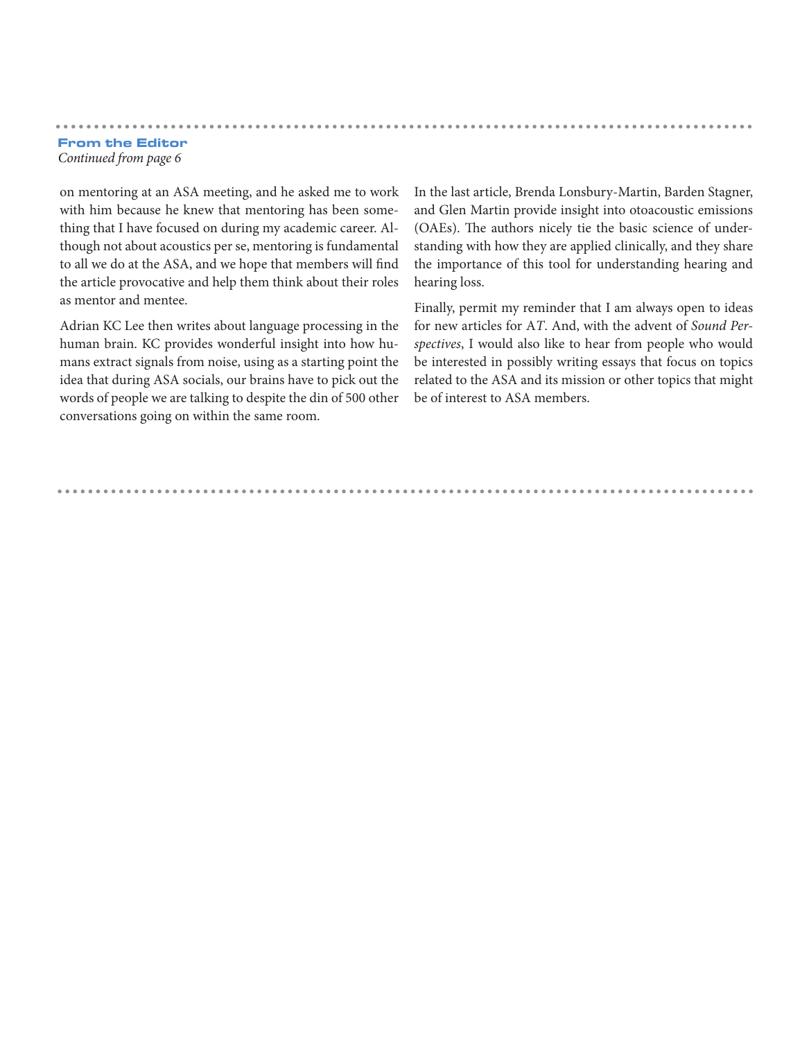**From the Editor**
*Continued from page 6*

on mentoring at an ASA meeting, and he asked me to work with him because he knew that mentoring has been something that I have focused on during my academic career. Although not about acoustics per se, mentoring is fundamental to all we do at the ASA, and we hope that members will find the article provocative and help them think about their roles as mentor and mentee.

Adrian KC Lee then writes about language processing in the human brain. KC provides wonderful insight into how humans extract signals from noise, using as a starting point the idea that during ASA socials, our brains have to pick out the words of people we are talking to despite the din of 500 other conversations going on within the same room.

In the last article, Brenda Lonsbury-Martin, Barden Stagner, and Glen Martin provide insight into otoacoustic emissions (OAEs). The authors nicely tie the basic science of understanding with how they are applied clinically, and they share the importance of this tool for understanding hearing and hearing loss.

Finally, permit my reminder that I am always open to ideas for new articles for A*T*. And, with the advent of *Sound Perspectives*, I would also like to hear from people who would be interested in possibly writing essays that focus on topics related to the ASA and its mission or other topics that might be of interest to ASA members.